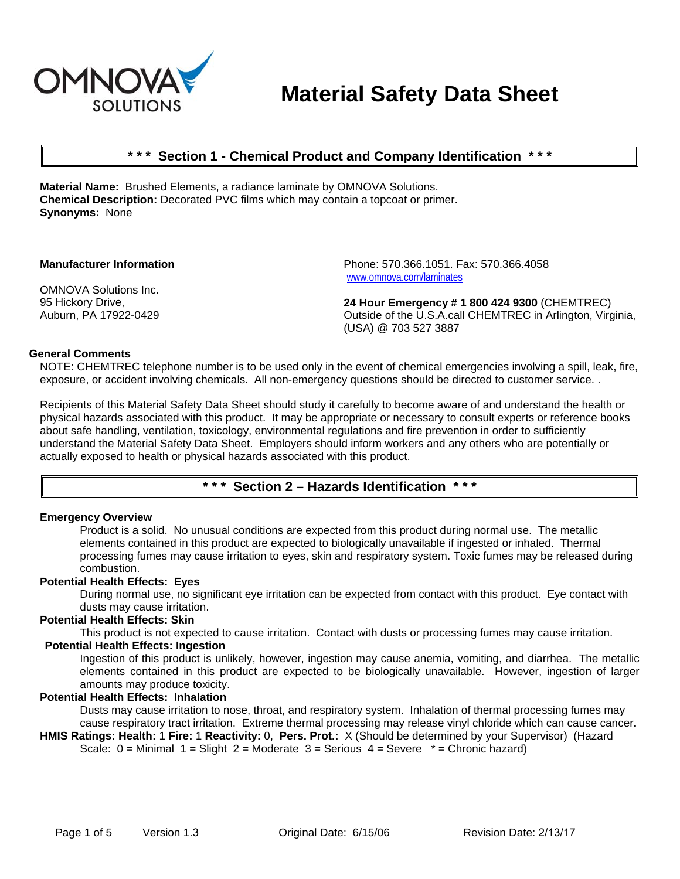OMNOVA SOLUTIONS

# Material Safety Data Sheet

## *** Section 1 - Chemical Product and Company Identification ***

**Material Name:** Brushed Elements, a radiance laminate by OMNOVA Solutions.
**Chemical Description:** Decorated PVC films which may contain a topcoat or primer.
**Synonyms:** None

**Manufacturer Information**

OMNOVA Solutions Inc.
95 Hickory Drive,
Auburn, PA 17922-0429

Phone: 570.366.1051. Fax: 570.366.4058
www.omnova.com/laminates

**24 Hour Emergency # 1 800 424 9300** (CHEMTREC)
Outside of the U.S.A.call CHEMTREC in Arlington, Virginia, (USA) @ 703 527 3887

**General Comments**

NOTE: CHEMTREC telephone number is to be used only in the event of chemical emergencies involving a spill, leak, fire, exposure, or accident involving chemicals. All non-emergency questions should be directed to customer service. .

Recipients of this Material Safety Data Sheet should study it carefully to become aware of and understand the health or physical hazards associated with this product. It may be appropriate or necessary to consult experts or reference books about safe handling, ventilation, toxicology, environmental regulations and fire prevention in order to sufficiently understand the Material Safety Data Sheet. Employers should inform workers and any others who are potentially or actually exposed to health or physical hazards associated with this product.

## *** Section 2 – Hazards Identification ***

**Emergency Overview**

Product is a solid. No unusual conditions are expected from this product during normal use. The metallic elements contained in this product are expected to biologically unavailable if ingested or inhaled. Thermal processing fumes may cause irritation to eyes, skin and respiratory system. Toxic fumes may be released during combustion.

**Potential Health Effects: Eyes**

During normal use, no significant eye irritation can be expected from contact with this product. Eye contact with dusts may cause irritation.

**Potential Health Effects: Skin**

This product is not expected to cause irritation. Contact with dusts or processing fumes may cause irritation.

**Potential Health Effects: Ingestion**

Ingestion of this product is unlikely, however, ingestion may cause anemia, vomiting, and diarrhea. The metallic elements contained in this product are expected to be biologically unavailable. However, ingestion of larger amounts may produce toxicity.

**Potential Health Effects: Inhalation**

Dusts may cause irritation to nose, throat, and respiratory system. Inhalation of thermal processing fumes may cause respiratory tract irritation. Extreme thermal processing may release vinyl chloride which can cause cancer**.**

**HMIS Ratings: Health:** 1 **Fire:** 1 **Reactivity:** 0, **Pers. Prot.:** X (Should be determined by your Supervisor) (Hazard Scale: 0 = Minimal 1 = Slight 2 = Moderate 3 = Serious 4 = Severe * = Chronic hazard)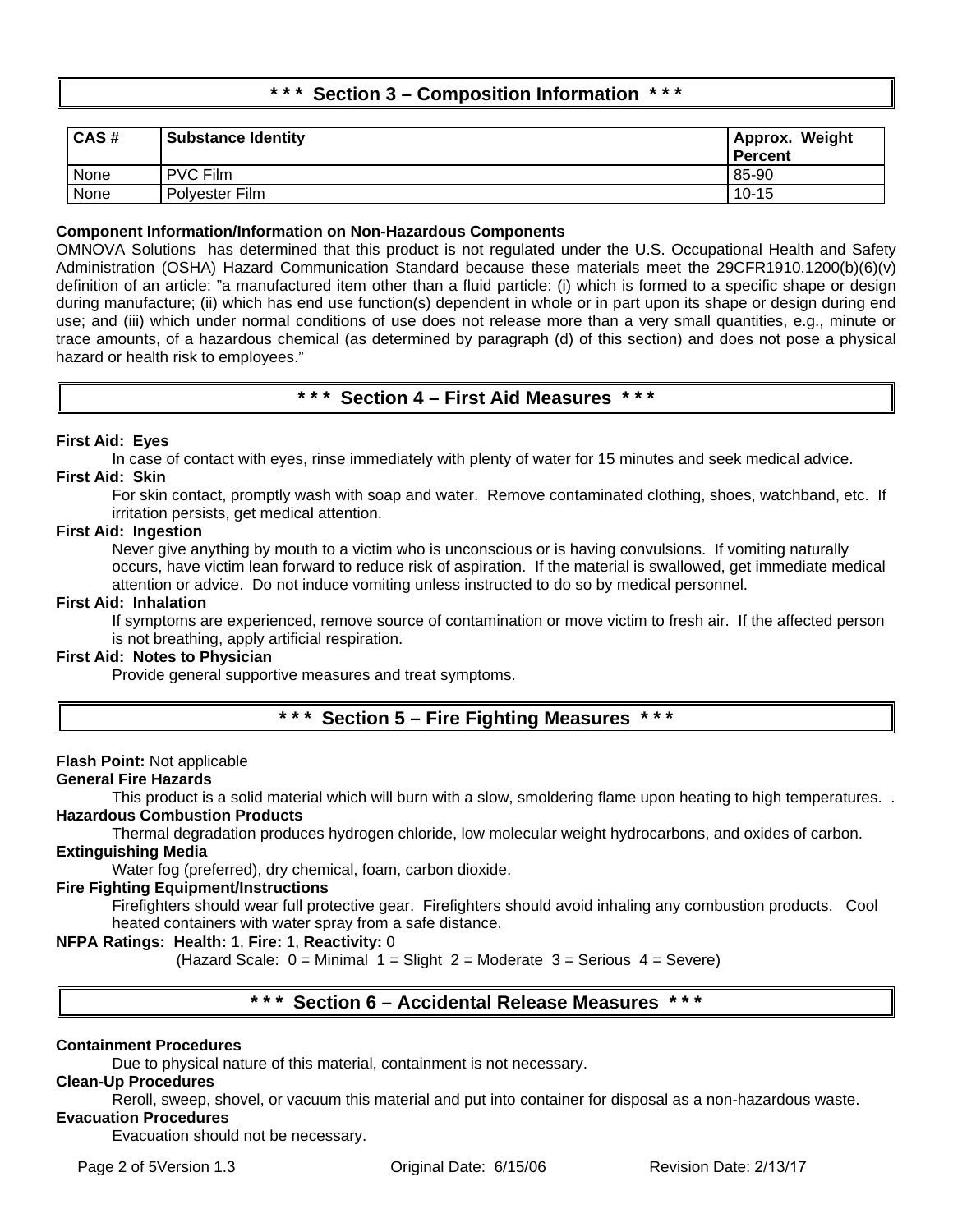## *** Section 3 – Composition Information ***

| CAS # | Substance Identity | Approx. Weight Percent |
|---|---|---|
| None | PVC Film | 85-90 |
| None | Polyester Film | 10-15 |

**Component Information/Information on Non-Hazardous Components**

OMNOVA Solutions has determined that this product is not regulated under the U.S. Occupational Health and Safety Administration (OSHA) Hazard Communication Standard because these materials meet the 29CFR1910.1200(b)(6)(v) definition of an article: "a manufactured item other than a fluid particle: (i) which is formed to a specific shape or design during manufacture; (ii) which has end use function(s) dependent in whole or in part upon its shape or design during end use; and (iii) which under normal conditions of use does not release more than a very small quantities, e.g., minute or trace amounts, of a hazardous chemical (as determined by paragraph (d) of this section) and does not pose a physical hazard or health risk to employees."

## *** Section 4 – First Aid Measures ***

**First Aid: Eyes**

In case of contact with eyes, rinse immediately with plenty of water for 15 minutes and seek medical advice.

**First Aid: Skin**

For skin contact, promptly wash with soap and water. Remove contaminated clothing, shoes, watchband, etc. If irritation persists, get medical attention.

**First Aid: Ingestion**

Never give anything by mouth to a victim who is unconscious or is having convulsions. If vomiting naturally occurs, have victim lean forward to reduce risk of aspiration. If the material is swallowed, get immediate medical attention or advice. Do not induce vomiting unless instructed to do so by medical personnel.

**First Aid: Inhalation**

If symptoms are experienced, remove source of contamination or move victim to fresh air. If the affected person is not breathing, apply artificial respiration.

**First Aid: Notes to Physician**

Provide general supportive measures and treat symptoms.

## *** Section 5 – Fire Fighting Measures ***

**Flash Point:** Not applicable

**General Fire Hazards**

This product is a solid material which will burn with a slow, smoldering flame upon heating to high temperatures. .

**Hazardous Combustion Products**

Thermal degradation produces hydrogen chloride, low molecular weight hydrocarbons, and oxides of carbon.

**Extinguishing Media**

Water fog (preferred), dry chemical, foam, carbon dioxide.

**Fire Fighting Equipment/Instructions**

Firefighters should wear full protective gear. Firefighters should avoid inhaling any combustion products. Cool heated containers with water spray from a safe distance.

**NFPA Ratings: Health:** 1, **Fire:** 1, **Reactivity:** 0

(Hazard Scale: 0 = Minimal 1 = Slight 2 = Moderate 3 = Serious 4 = Severe)

## *** Section 6 – Accidental Release Measures ***

**Containment Procedures**

Due to physical nature of this material, containment is not necessary.

**Clean-Up Procedures**

Reroll, sweep, shovel, or vacuum this material and put into container for disposal as a non-hazardous waste.

**Evacuation Procedures**

Evacuation should not be necessary.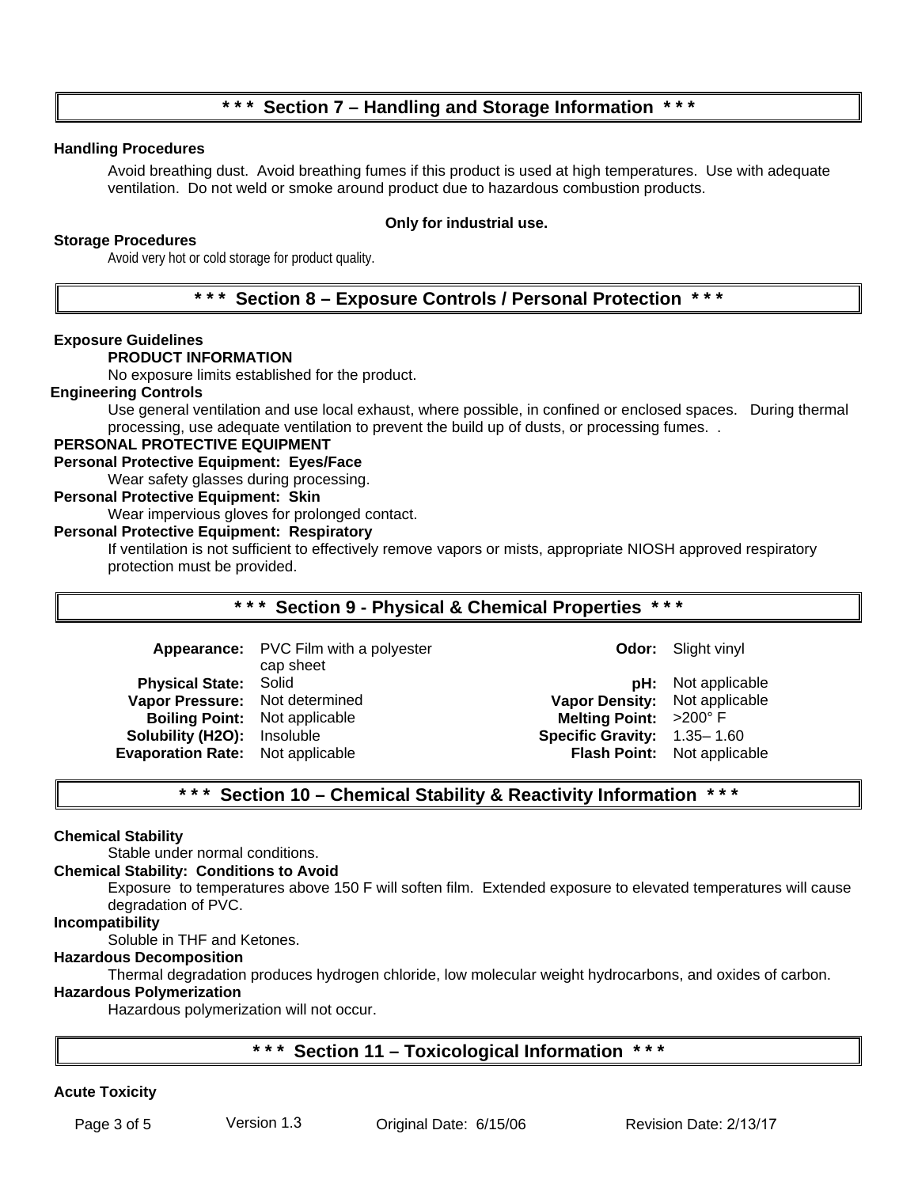## * * * Section 7 – Handling and Storage Information * * *

**Handling Procedures**

Avoid breathing dust. Avoid breathing fumes if this product is used at high temperatures. Use with adequate ventilation. Do not weld or smoke around product due to hazardous combustion products.

**Only for industrial use.**

**Storage Procedures**

Avoid very hot or cold storage for product quality.

## * * * Section 8 – Exposure Controls / Personal Protection * * *

**Exposure Guidelines**

**PRODUCT INFORMATION**

No exposure limits established for the product.

**Engineering Controls**

Use general ventilation and use local exhaust, where possible, in confined or enclosed spaces. During thermal processing, use adequate ventilation to prevent the build up of dusts, or processing fumes. .

**PERSONAL PROTECTIVE EQUIPMENT**

**Personal Protective Equipment: Eyes/Face**

Wear safety glasses during processing.

**Personal Protective Equipment: Skin**

Wear impervious gloves for prolonged contact.

**Personal Protective Equipment: Respiratory**

If ventilation is not sufficient to effectively remove vapors or mists, appropriate NIOSH approved respiratory protection must be provided.

## * * * Section 9 - Physical & Chemical Properties * * *

| | | | |
|---|---|---|---|
| **Appearance:** | PVC Film with a polyester cap sheet | **Odor:** | Slight vinyl |
| **Physical State:** | Solid | **pH:** | Not applicable |
| **Vapor Pressure:** | Not determined | **Vapor Density:** | Not applicable |
| **Boiling Point:** | Not applicable | **Melting Point:** | >200° F |
| **Solubility (H2O):** | Insoluble | **Specific Gravity:** | 1.35– 1.60 |
| **Evaporation Rate:** | Not applicable | **Flash Point:** | Not applicable |

## * * * Section 10 – Chemical Stability & Reactivity Information * * *

**Chemical Stability**

Stable under normal conditions.

**Chemical Stability: Conditions to Avoid**

Exposure to temperatures above 150 F will soften film. Extended exposure to elevated temperatures will cause degradation of PVC.

**Incompatibility**

Soluble in THF and Ketones.

**Hazardous Decomposition**

Thermal degradation produces hydrogen chloride, low molecular weight hydrocarbons, and oxides of carbon.

**Hazardous Polymerization**

Hazardous polymerization will not occur.

## * * * Section 11 – Toxicological Information * * *

**Acute Toxicity**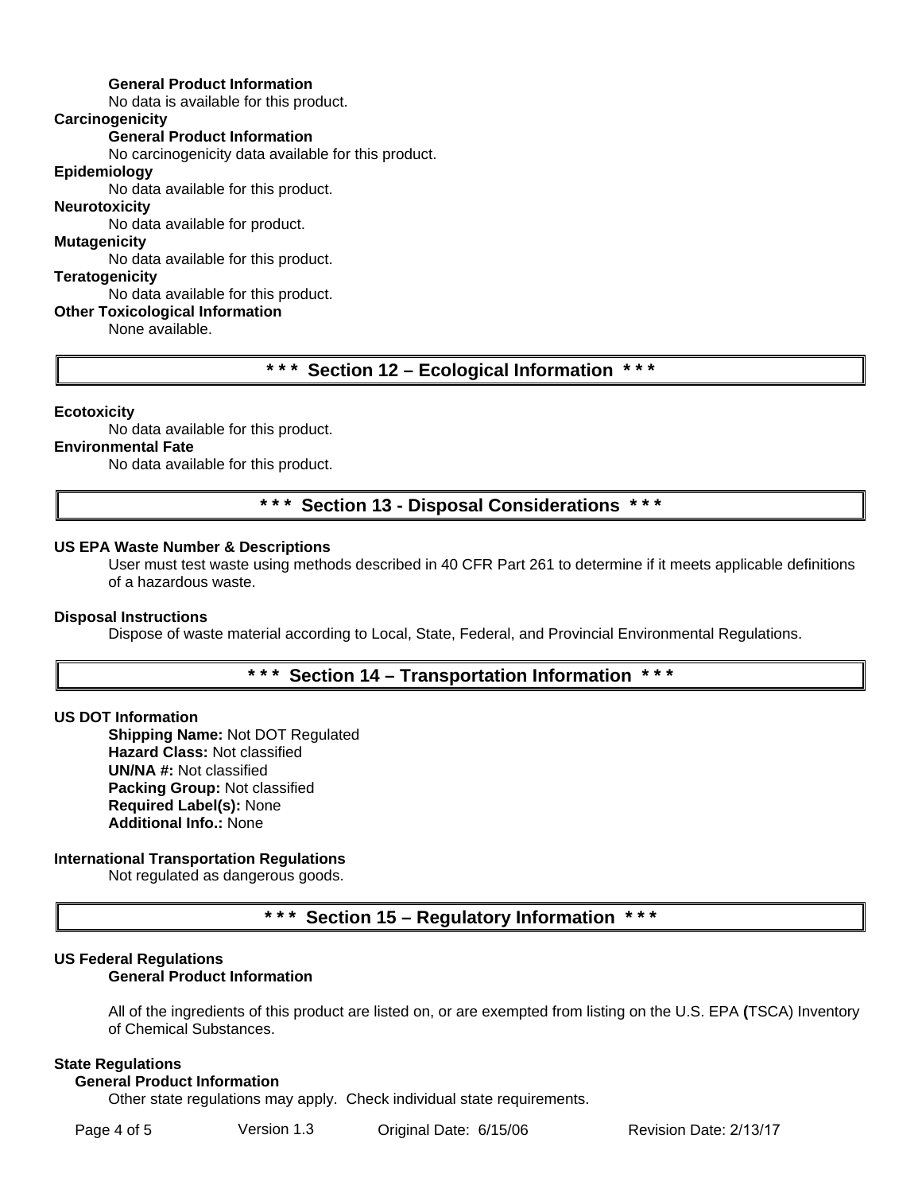**General Product Information**

No data is available for this product.

**Carcinogenicity**

**General Product Information**

No carcinogenicity data available for this product.

**Epidemiology**

No data available for this product.

**Neurotoxicity**

No data available for product.

**Mutagenicity**

No data available for this product.

**Teratogenicity**

No data available for this product.

**Other Toxicological Information**

None available.

## * * * Section 12 – Ecological Information * * *

**Ecotoxicity**

No data available for this product.

**Environmental Fate**

No data available for this product.

## * * * Section 13 - Disposal Considerations * * *

**US EPA Waste Number & Descriptions**

User must test waste using methods described in 40 CFR Part 261 to determine if it meets applicable definitions of a hazardous waste.

**Disposal Instructions**

Dispose of waste material according to Local, State, Federal, and Provincial Environmental Regulations.

## * * * Section 14 – Transportation Information * * *

**US DOT Information**

**Shipping Name:** Not DOT Regulated
**Hazard Class:** Not classified
**UN/NA #:** Not classified
**Packing Group:** Not classified
**Required Label(s):** None
**Additional Info.:** None

**International Transportation Regulations**

Not regulated as dangerous goods.

## * * * Section 15 – Regulatory Information * * *

**US Federal Regulations**

**General Product Information**

All of the ingredients of this product are listed on, or are exempted from listing on the U.S. EPA (TSCA) Inventory of Chemical Substances.

**State Regulations**

**General Product Information**

Other state regulations may apply. Check individual state requirements.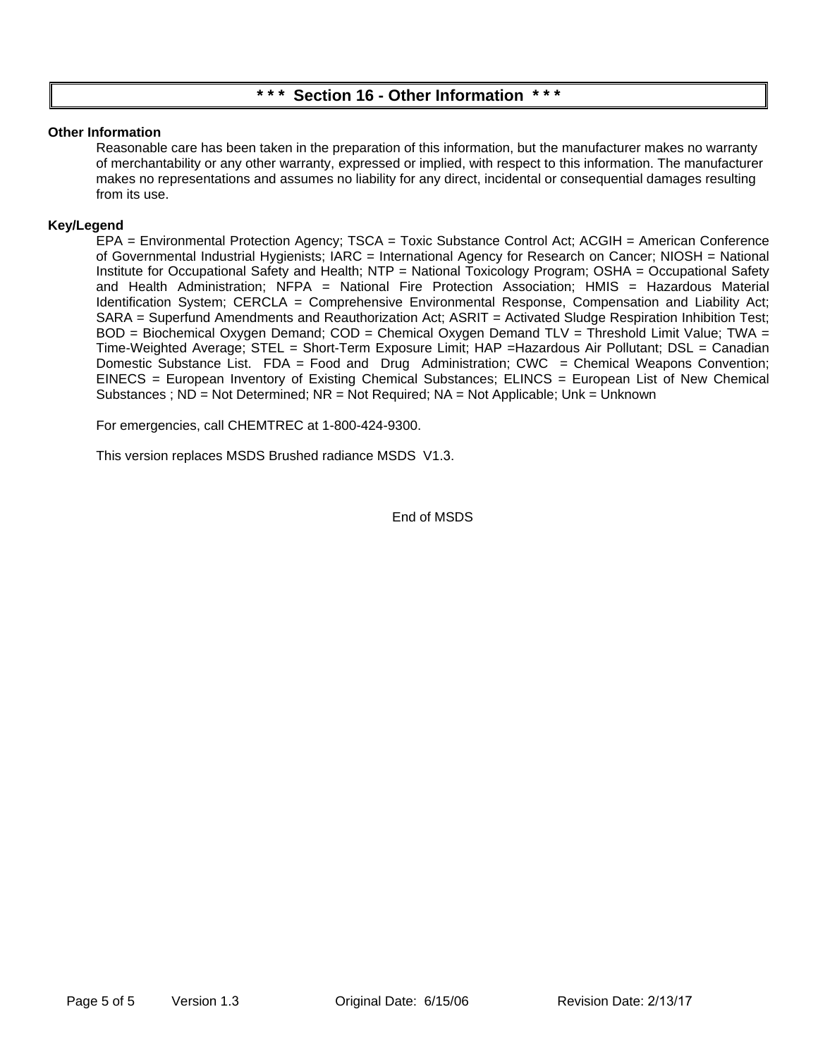## * * * Section 16 - Other Information * * *

**Other Information**

Reasonable care has been taken in the preparation of this information, but the manufacturer makes no warranty of merchantability or any other warranty, expressed or implied, with respect to this information. The manufacturer makes no representations and assumes no liability for any direct, incidental or consequential damages resulting from its use.

**Key/Legend**

EPA = Environmental Protection Agency; TSCA = Toxic Substance Control Act; ACGIH = American Conference of Governmental Industrial Hygienists; IARC = International Agency for Research on Cancer; NIOSH = National Institute for Occupational Safety and Health; NTP = National Toxicology Program; OSHA = Occupational Safety and Health Administration; NFPA = National Fire Protection Association; HMIS = Hazardous Material Identification System; CERCLA = Comprehensive Environmental Response, Compensation and Liability Act; SARA = Superfund Amendments and Reauthorization Act; ASRIT = Activated Sludge Respiration Inhibition Test; BOD = Biochemical Oxygen Demand; COD = Chemical Oxygen Demand TLV = Threshold Limit Value; TWA = Time-Weighted Average; STEL = Short-Term Exposure Limit; HAP =Hazardous Air Pollutant; DSL = Canadian Domestic Substance List. FDA = Food and Drug Administration; CWC = Chemical Weapons Convention; EINECS = European Inventory of Existing Chemical Substances; ELINCS = European List of New Chemical Substances ; ND = Not Determined; NR = Not Required; NA = Not Applicable; Unk = Unknown

For emergencies, call CHEMTREC at 1-800-424-9300.

This version replaces MSDS Brushed radiance MSDS V1.3.

End of MSDS

Version 1.3 Original Date: 6/15/06 Revision Date: 2/13/17